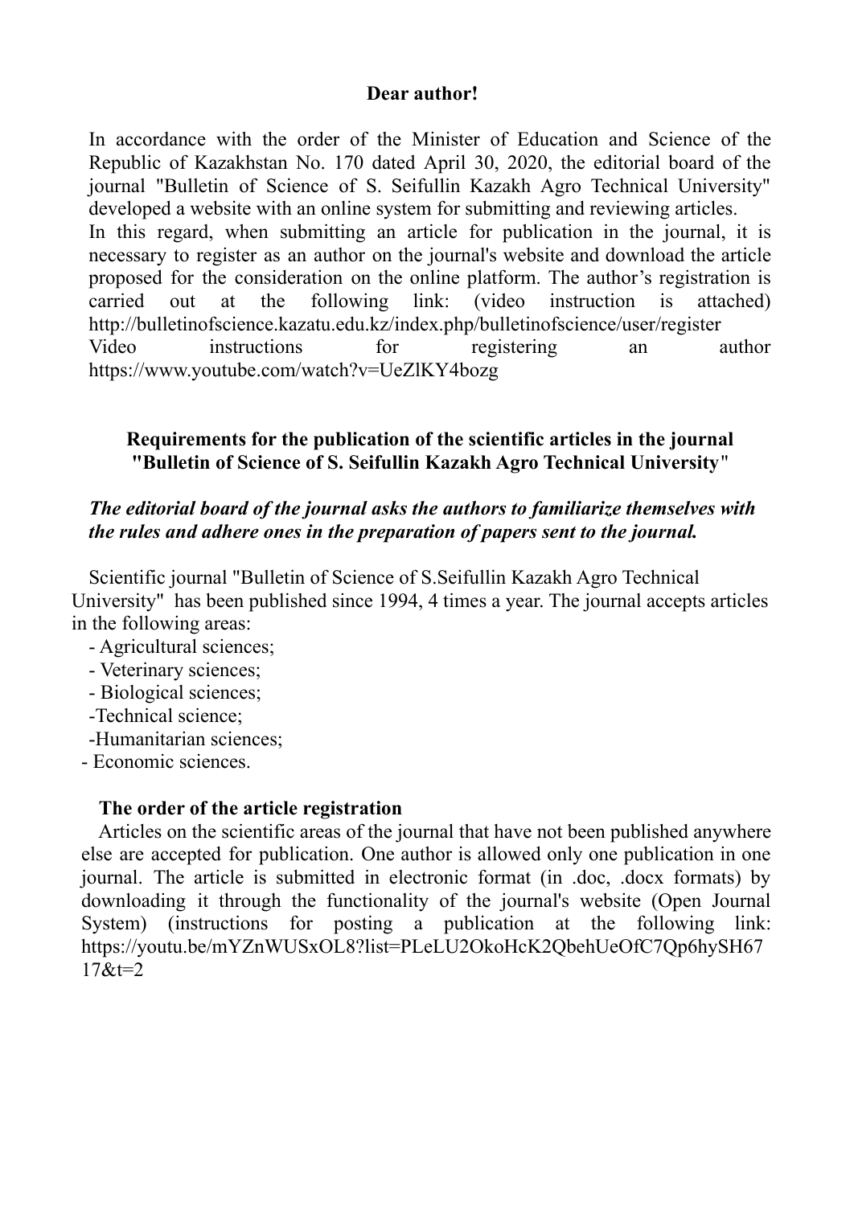**Dear author!**

In accordance with the order of the Minister of Education and Science of the Republic of Kazakhstan No. 170 dated April 30, 2020, the editorial board of the journal "Bulletin of Science of S. Seifullin Kazakh Agro Technical University" developed a website with an online system for submitting and reviewing articles.
In this regard, when submitting an article for publication in the journal, it is necessary to register as an author on the journal's website and download the article proposed for the consideration on the online platform. The author's registration is carried out at the following link: (video instruction is attached) http://bulletinofscience.kazatu.edu.kz/index.php/bulletinofscience/user/register
Video instructions for registering an author https://www.youtube.com/watch?v=UeZlKY4bozg

## Requirements for the publication of the scientific articles in the journal "Bulletin of Science of S. Seifullin Kazakh Agro Technical University"

***The editorial board of the journal asks the authors to familiarize themselves with the rules and adhere ones in the preparation of papers sent to the journal.***

Scientific journal "Bulletin of Science of S.Seifullin Kazakh Agro Technical University" has been published since 1994, 4 times a year. The journal accepts articles in the following areas:

- Agricultural sciences;
- Veterinary sciences;
- Biological sciences;
- Technical science;
- Humanitarian sciences;
- Economic sciences.

### The order of the article registration

Articles on the scientific areas of the journal that have not been published anywhere else are accepted for publication. One author is allowed only one publication in one journal. The article is submitted in electronic format (in .doc, .docx formats) by downloading it through the functionality of the journal's website (Open Journal System) (instructions for posting a publication at the following link: https://youtu.be/mYZnWUSxOL8?list=PLeLU2OkoHcK2QbehUeOfC7Qp6hySH6717&t=2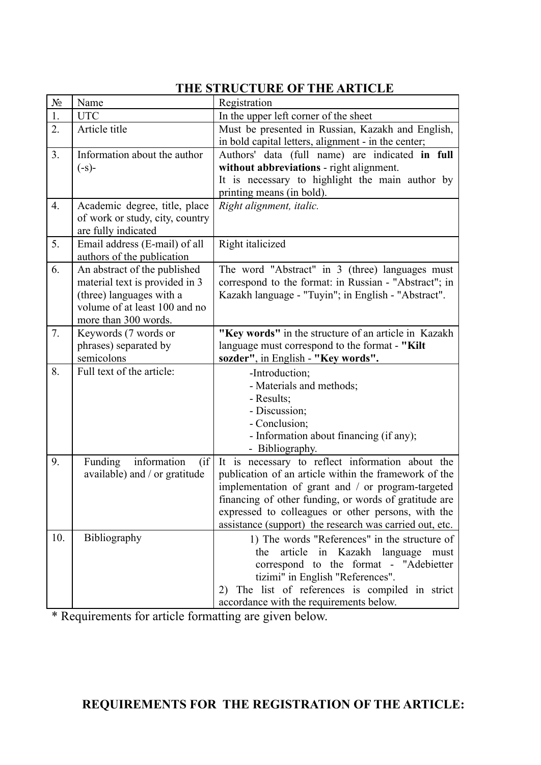## THE STRUCTURE OF THE ARTICLE

| № | Name | Registration |
|---|---|---|
| 1. | UTC | In the upper left corner of the sheet |
| 2. | Article title | Must be presented in Russian, Kazakh and English, in bold capital letters, alignment - in the center; |
| 3. | Information about the author (-s)- | Authors' data (full name) are indicated **in full without abbreviations** - right alignment. It is necessary to highlight the main author by printing means (in bold). |
| 4. | Academic degree, title, place of work or study, city, country are fully indicated | *Right alignment, italic.* |
| 5. | Email address (E-mail) of all authors of the publication | Right italicized |
| 6. | An abstract of the published material text is provided in 3 (three) languages with a volume of at least 100 and no more than 300 words. | The word "Abstract" in 3 (three) languages must correspond to the format: in Russian - "Abstract"; in Kazakh language - "Tuyin"; in English - "Abstract". |
| 7. | Keywords (7 words or phrases) separated by semicolons | **"Key words"** in the structure of an article in Kazakh language must correspond to the format - **"Kilt sozder"**, in English - **"Key words".** |
| 8. | Full text of the article: | -Introduction; - Materials and methods; - Results; - Discussion; - Conclusion; - Information about financing (if any); - Bibliography. |
| 9. | Funding information (if available) and / or gratitude | It is necessary to reflect information about the publication of an article within the framework of the implementation of grant and / or program-targeted financing of other funding, or words of gratitude are expressed to colleagues or other persons, with the assistance (support) the research was carried out, etc. |
| 10. | Bibliography | 1) The words "References" in the structure of the article in Kazakh language must correspond to the format - "Adebietter tizimi" in English "References". 2) The list of references is compiled in strict accordance with the requirements below. |

\* Requirements for article formatting are given below.

## REQUIREMENTS FOR THE REGISTRATION OF THE ARTICLE: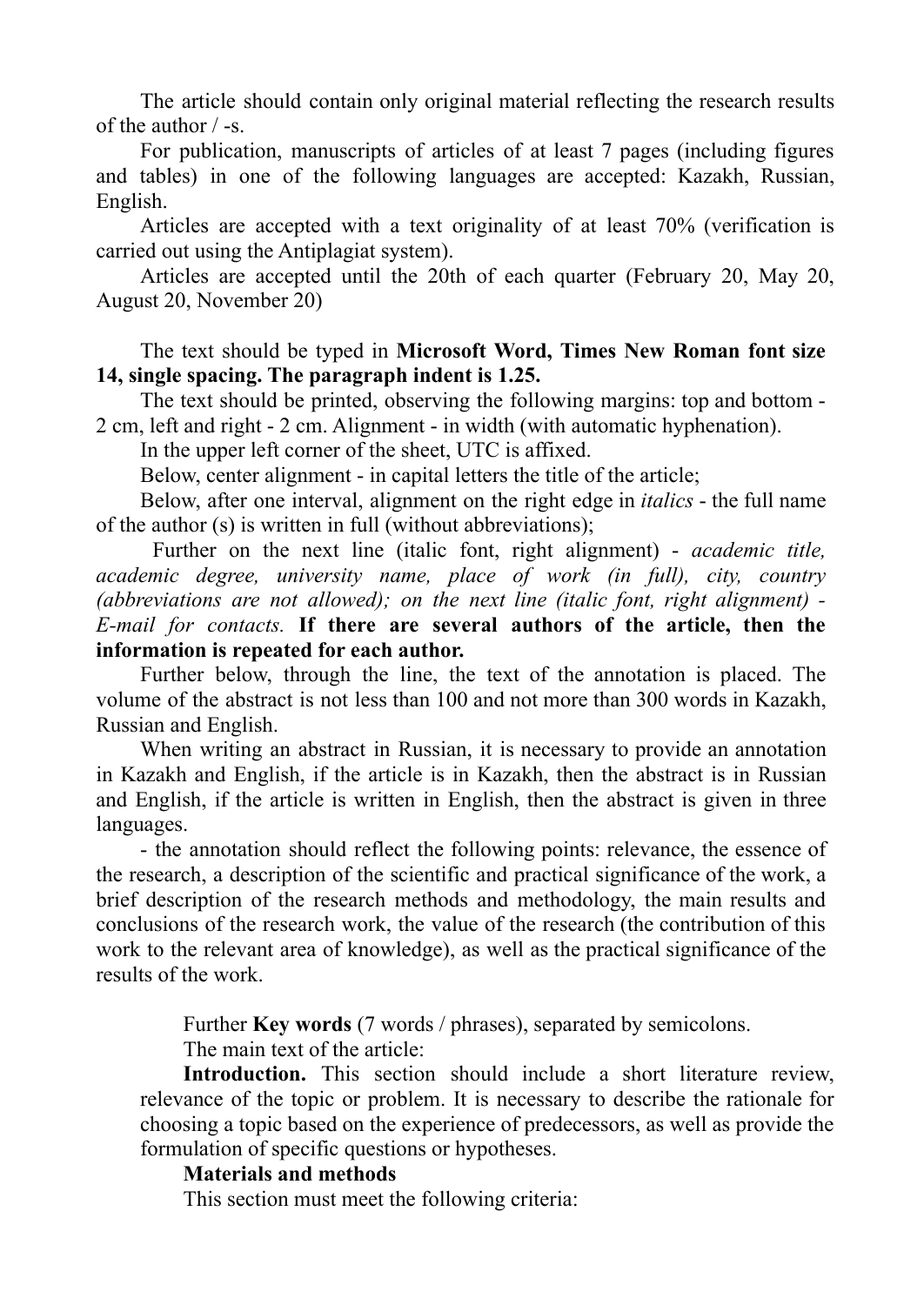The article should contain only original material reflecting the research results of the author / -s.

For publication, manuscripts of articles of at least 7 pages (including figures and tables) in one of the following languages are accepted: Kazakh, Russian, English.

Articles are accepted with a text originality of at least 70% (verification is carried out using the Antiplagiat system).

Articles are accepted until the 20th of each quarter (February 20, May 20, August 20, November 20)

The text should be typed in **Microsoft Word, Times New Roman font size 14, single spacing. The paragraph indent is 1.25.**

The text should be printed, observing the following margins: top and bottom - 2 cm, left and right - 2 cm. Alignment - in width (with automatic hyphenation).

In the upper left corner of the sheet, UTC is affixed.

Below, center alignment - in capital letters the title of the article;

Below, after one interval, alignment on the right edge in *italics* - the full name of the author (s) is written in full (without abbreviations);

Further on the next line (italic font, right alignment) - *academic title, academic degree, university name, place of work (in full), city, country (abbreviations are not allowed); on the next line (italic font, right alignment) - E-mail for contacts.* **If there are several authors of the article, then the information is repeated for each author.**

Further below, through the line, the text of the annotation is placed. The volume of the abstract is not less than 100 and not more than 300 words in Kazakh, Russian and English.

When writing an abstract in Russian, it is necessary to provide an annotation in Kazakh and English, if the article is in Kazakh, then the abstract is in Russian and English, if the article is written in English, then the abstract is given in three languages.

- the annotation should reflect the following points: relevance, the essence of the research, a description of the scientific and practical significance of the work, a brief description of the research methods and methodology, the main results and conclusions of the research work, the value of the research (the contribution of this work to the relevant area of knowledge), as well as the practical significance of the results of the work.

Further **Key words** (7 words / phrases), separated by semicolons.

The main text of the article:

**Introduction.** This section should include a short literature review, relevance of the topic or problem. It is necessary to describe the rationale for choosing a topic based on the experience of predecessors, as well as provide the formulation of specific questions or hypotheses.

**Materials and methods**

This section must meet the following criteria: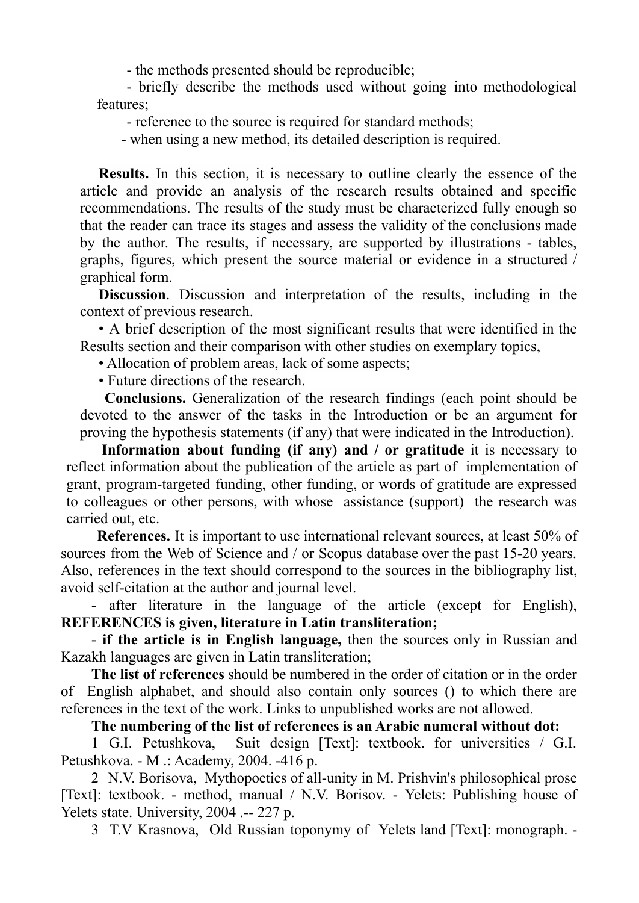- the methods presented should be reproducible;

- briefly describe the methods used without going into methodological features;

- reference to the source is required for standard methods;

- when using a new method, its detailed description is required.

**Results.** In this section, it is necessary to outline clearly the essence of the article and provide an analysis of the research results obtained and specific recommendations. The results of the study must be characterized fully enough so that the reader can trace its stages and assess the validity of the conclusions made by the author. The results, if necessary, are supported by illustrations - tables, graphs, figures, which present the source material or evidence in a structured / graphical form.

**Discussion**. Discussion and interpretation of the results, including in the context of previous research.

• A brief description of the most significant results that were identified in the Results section and their comparison with other studies on exemplary topics,

• Allocation of problem areas, lack of some aspects;

• Future directions of the research.

**Conclusions.** Generalization of the research findings (each point should be devoted to the answer of the tasks in the Introduction or be an argument for proving the hypothesis statements (if any) that were indicated in the Introduction).

**Information about funding (if any) and / or gratitude** it is necessary to reflect information about the publication of the article as part of implementation of grant, program-targeted funding, other funding, or words of gratitude are expressed to colleagues or other persons, with whose assistance (support) the research was carried out, etc.

**References.** It is important to use international relevant sources, at least 50% of sources from the Web of Science and / or Scopus database over the past 15-20 years. Also, references in the text should correspond to the sources in the bibliography list, avoid self-citation at the author and journal level.

- after literature in the language of the article (except for English), **REFERENCES is given, literature in Latin transliteration;**

- **if the article is in English language,** then the sources only in Russian and Kazakh languages are given in Latin transliteration;

**The list of references** should be numbered in the order of citation or in the order of English alphabet, and should also contain only sources () to which there are references in the text of the work. Links to unpublished works are not allowed.

**The numbering of the list of references is an Arabic numeral without dot:**

1 G.I. Petushkova, Suit design [Text]: textbook. for universities / G.I. Petushkova. - M .: Academy, 2004. -416 p.

2 N.V. Borisova, Mythopoetics of all-unity in M. Prishvin's philosophical prose [Text]: textbook. - method, manual / N.V. Borisov. - Yelets: Publishing house of Yelets state. University, 2004 .-- 227 p.

3 T.V Krasnova, Old Russian toponymy of Yelets land [Text]: monograph. -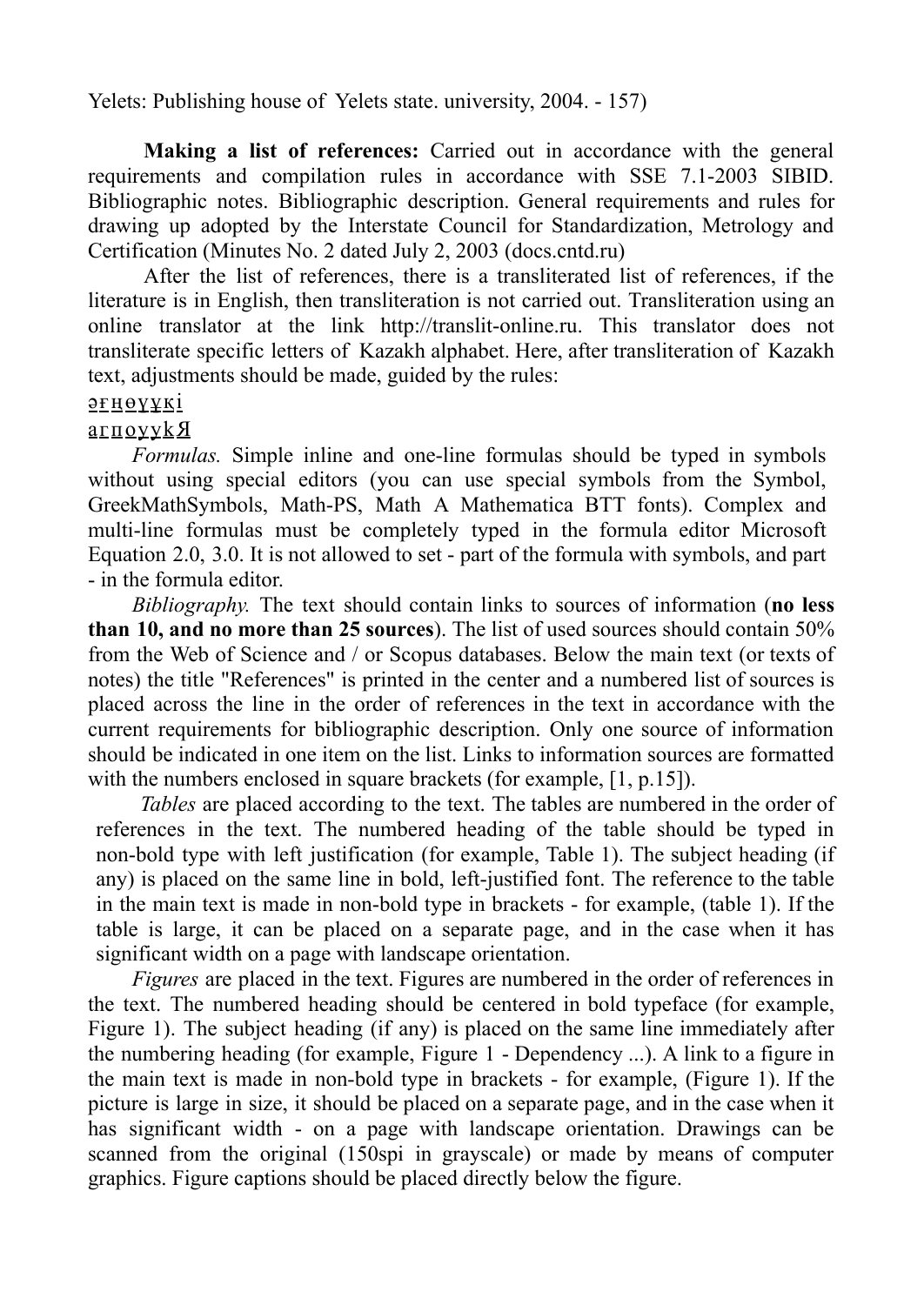Yelets: Publishing house of Yelets state. university, 2004. - 157)

**Making a list of references:** Carried out in accordance with the general requirements and compilation rules in accordance with SSE 7.1-2003 SIBID. Bibliographic notes. Bibliographic description. General requirements and rules for drawing up adopted by the Interstate Council for Standardization, Metrology and Certification (Minutes No. 2 dated July 2, 2003 (docs.cntd.ru)

After the list of references, there is a transliterated list of references, if the literature is in English, then transliteration is not carried out. Transliteration using an online translator at the link http://translit-online.ru. This translator does not transliterate specific letters of Kazakh alphabet. Here, after transliteration of Kazakh text, adjustments should be made, guided by the rules:

әғңөұүқі

агпоууkЯ

*Formulas.* Simple inline and one-line formulas should be typed in symbols without using special editors (you can use special symbols from the Symbol, GreekMathSymbols, Math-PS, Math A Mathematica BTT fonts). Complex and multi-line formulas must be completely typed in the formula editor Microsoft Equation 2.0, 3.0. It is not allowed to set - part of the formula with symbols, and part - in the formula editor.

*Bibliography.* The text should contain links to sources of information (**no less than 10, and no more than 25 sources**). The list of used sources should contain 50% from the Web of Science and / or Scopus databases. Below the main text (or texts of notes) the title "References" is printed in the center and a numbered list of sources is placed across the line in the order of references in the text in accordance with the current requirements for bibliographic description. Only one source of information should be indicated in one item on the list. Links to information sources are formatted with the numbers enclosed in square brackets (for example, [1, p.15]).

*Tables* are placed according to the text. The tables are numbered in the order of references in the text. The numbered heading of the table should be typed in non-bold type with left justification (for example, Table 1). The subject heading (if any) is placed on the same line in bold, left-justified font. The reference to the table in the main text is made in non-bold type in brackets - for example, (table 1). If the table is large, it can be placed on a separate page, and in the case when it has significant width on a page with landscape orientation.

*Figures* are placed in the text. Figures are numbered in the order of references in the text. The numbered heading should be centered in bold typeface (for example, Figure 1). The subject heading (if any) is placed on the same line immediately after the numbering heading (for example, Figure 1 - Dependency ...). A link to a figure in the main text is made in non-bold type in brackets - for example, (Figure 1). If the picture is large in size, it should be placed on a separate page, and in the case when it has significant width - on a page with landscape orientation. Drawings can be scanned from the original (150spi in grayscale) or made by means of computer graphics. Figure captions should be placed directly below the figure.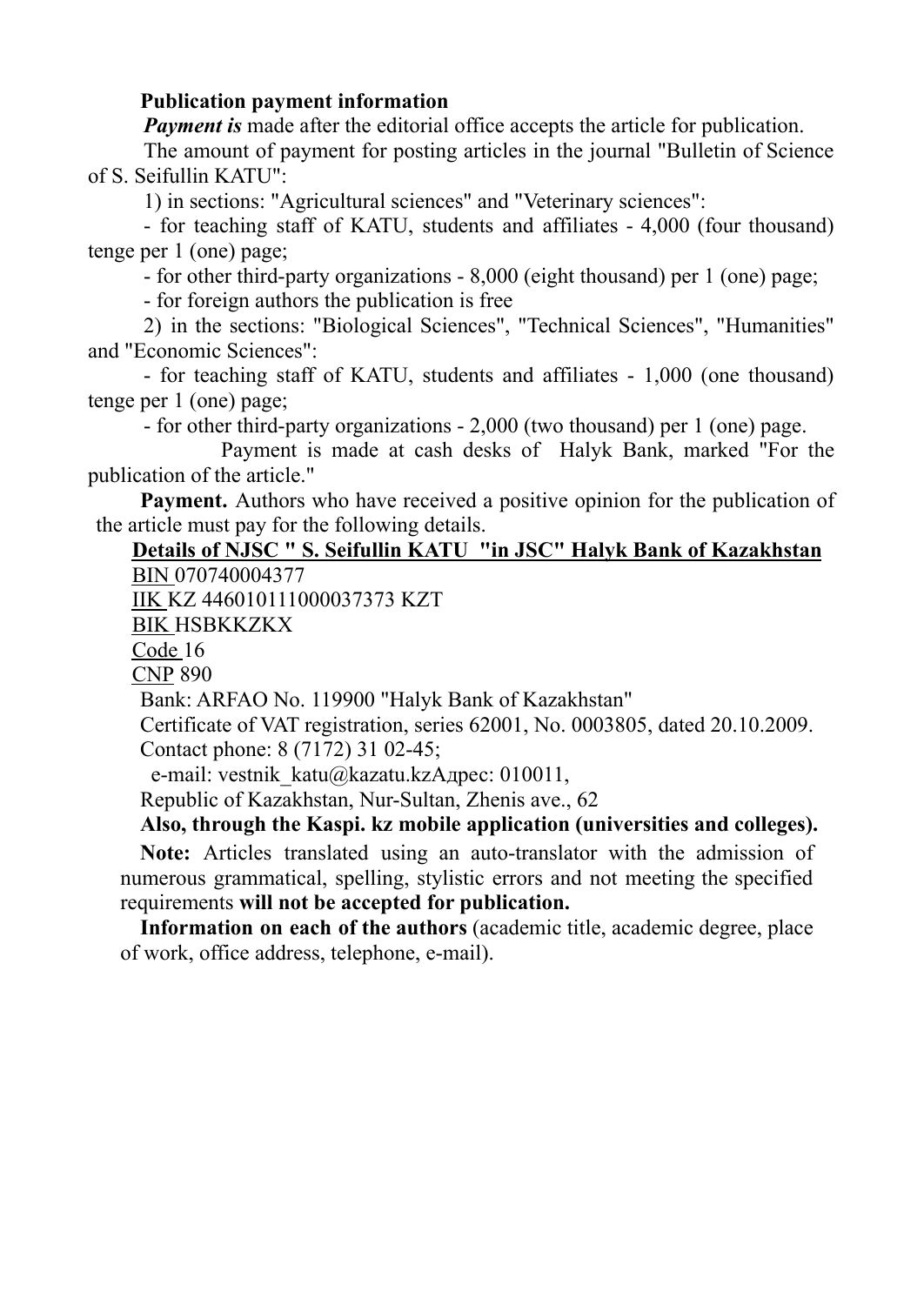**Publication payment information**

***Payment is*** made after the editorial office accepts the article for publication.

The amount of payment for posting articles in the journal "Bulletin of Science of S. Seifullin KATU":

1) in sections: "Agricultural sciences" and "Veterinary sciences":

- for teaching staff of KATU, students and affiliates - 4,000 (four thousand) tenge per 1 (one) page;
- for other third-party organizations - 8,000 (eight thousand) per 1 (one) page;
- for foreign authors the publication is free

2) in the sections: "Biological Sciences", "Technical Sciences", "Humanities" and "Economic Sciences":

- for teaching staff of KATU, students and affiliates - 1,000 (one thousand) tenge per 1 (one) page;
- for other third-party organizations - 2,000 (two thousand) per 1 (one) page.

Payment is made at cash desks of Halyk Bank, marked "For the publication of the article."

**Payment.** Authors who have received a positive opinion for the publication of the article must pay for the following details.

**Details of NJSC " S. Seifullin KATU "in JSC" Halyk Bank of Kazakhstan**

BIN 070740004377

IIK KZ 446010111000037373 KZT

BIK HSBKKZKX

Code 16

CNP 890

Bank: ARFAO No. 119900 "Halyk Bank of Kazakhstan"

Certificate of VAT registration, series 62001, No. 0003805, dated 20.10.2009.

Contact phone: 8 (7172) 31 02-45;

e-mail: vestnik_katu@kazatu.kzАдрес: 010011,

Republic of Kazakhstan, Nur-Sultan, Zhenis ave., 62

**Also, through the Kaspi. kz mobile application (universities and colleges).**

**Note:** Articles translated using an auto-translator with the admission of numerous grammatical, spelling, stylistic errors and not meeting the specified requirements **will not be accepted for publication.**

**Information on each of the authors** (academic title, academic degree, place of work, office address, telephone, e-mail).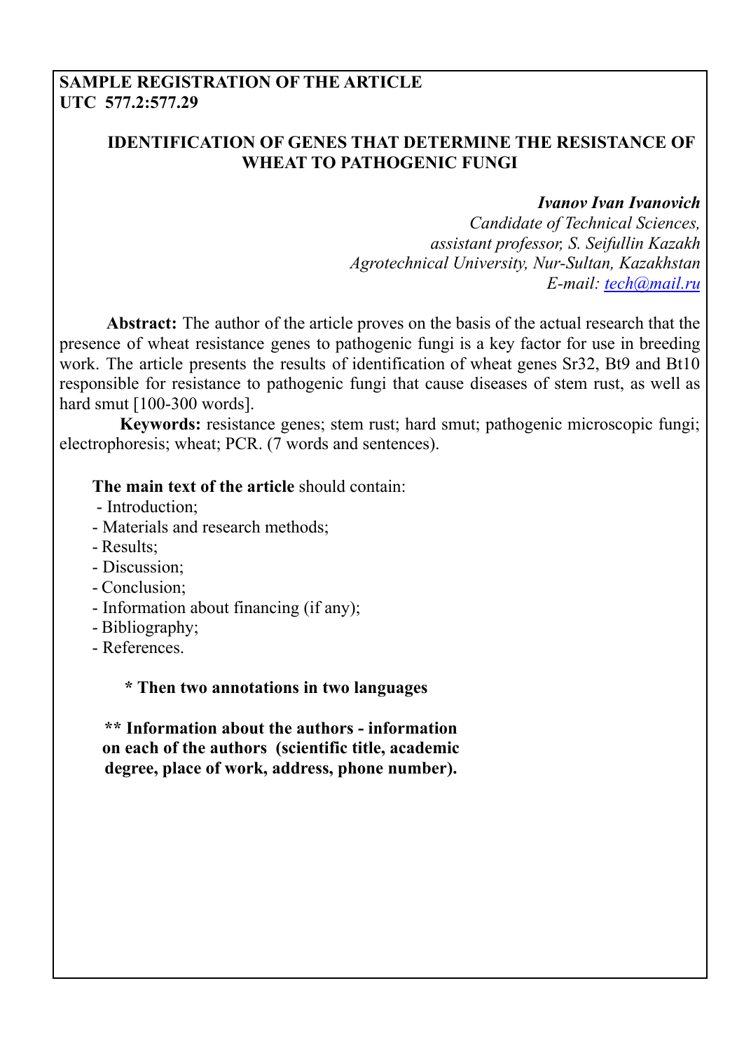**SAMPLE REGISTRATION OF THE ARTICLE**
**UTC 577.2:577.29**

## IDENTIFICATION OF GENES THAT DETERMINE THE RESISTANCE OF WHEAT TO PATHOGENIC FUNGI

***Ivanov Ivan Ivanovich***
*Candidate of Technical Sciences,*
*assistant professor, S. Seifullin Kazakh*
*Agrotechnical University, Nur-Sultan, Kazakhstan*
*E-mail: tech@mail.ru*

**Abstract:** The author of the article proves on the basis of the actual research that the presence of wheat resistance genes to pathogenic fungi is a key factor for use in breeding work. The article presents the results of identification of wheat genes Sr32, Bt9 and Bt10 responsible for resistance to pathogenic fungi that cause diseases of stem rust, as well as hard smut [100-300 words].

**Keywords:** resistance genes; stem rust; hard smut; pathogenic microscopic fungi; electrophoresis; wheat; PCR. (7 words and sentences).

**The main text of the article** should contain:

- Introduction;
- Materials and research methods;
- Results;
- Discussion;
- Conclusion;
- Information about financing (if any);
- Bibliography;
- References.

**\* Then two annotations in two languages**

**\*\* Information about the authors - information on each of the authors (scientific title, academic degree, place of work, address, phone number).**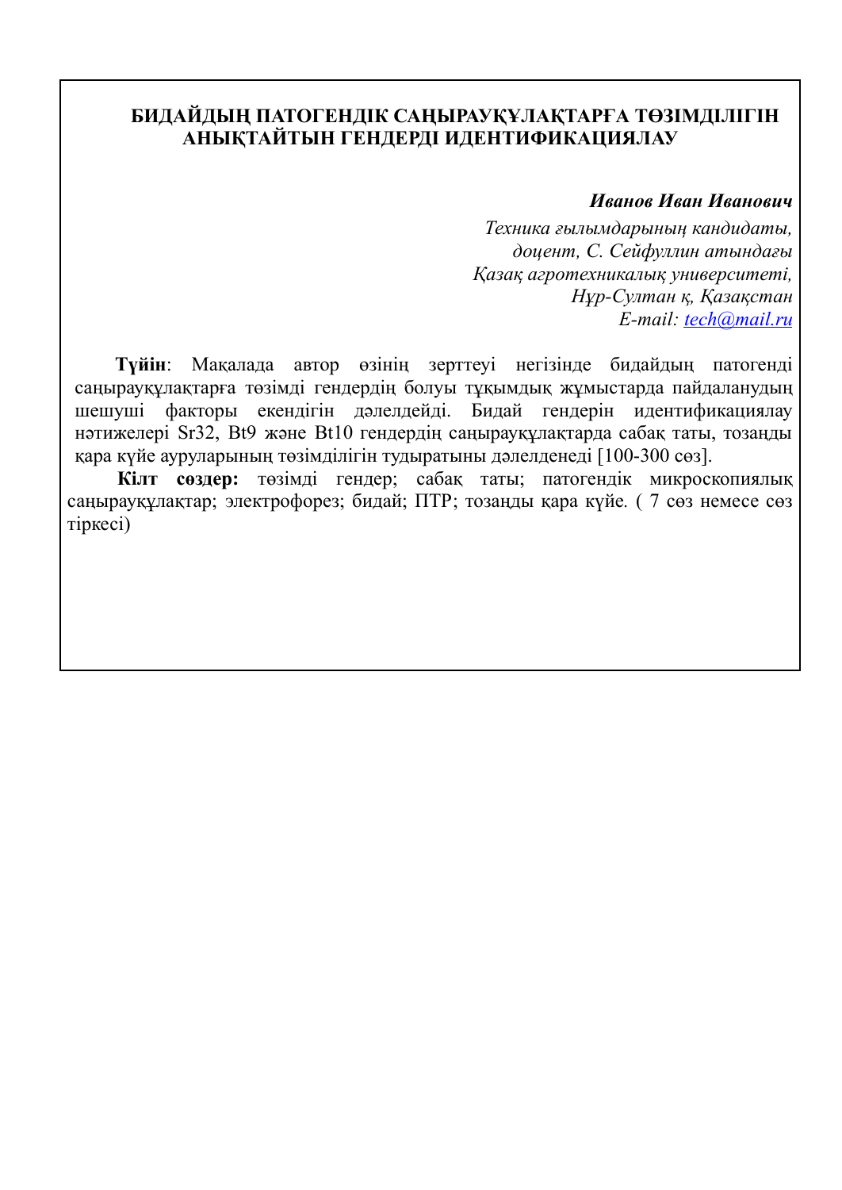**БИДАЙДЫҢ ПАТОГЕНДІК САҢЫРАУҚҰЛАҚТАРҒА ТӨЗІМДІЛІГІН АНЫҚТАЙТЫН ГЕНДЕРДІ ИДЕНТИФИКАЦИЯЛАУ**

***Иванов Иван Иванович***

*Техника ғылымдарының кандидаты,*
*доцент, С. Сейфуллин атындағы*
*Қазақ агротехникалық университеті,*
*Нұр-Сұлтан қ, Қазақстан*
*E-mail: tech@mail.ru*

**Түйін**: Мақалада автор өзінің зерттеуі негізінде бидайдың патогенді саңырауқұлақтарға төзімді гендердің болуы тұқымдық жұмыстарда пайдаланудың шешуші факторы екендігін дәлелдейді. Бидай гендерін идентификациялау нәтижелері Sr32, Bt9 және Bt10 гендердің саңырауқұлақтарда сабақ таты, тозаңды қара күйе ауруларының төзімділігін тудыратыны дәлелденеді [100-300 сөз].

**Кілт сөздер:** төзімді гендер; сабақ таты; патогендік микроскопиялық саңырауқұлақтар; электрофорез; бидай; ПТР; тозаңды қара күйе. ( 7 сөз немесе сөз тіркесі)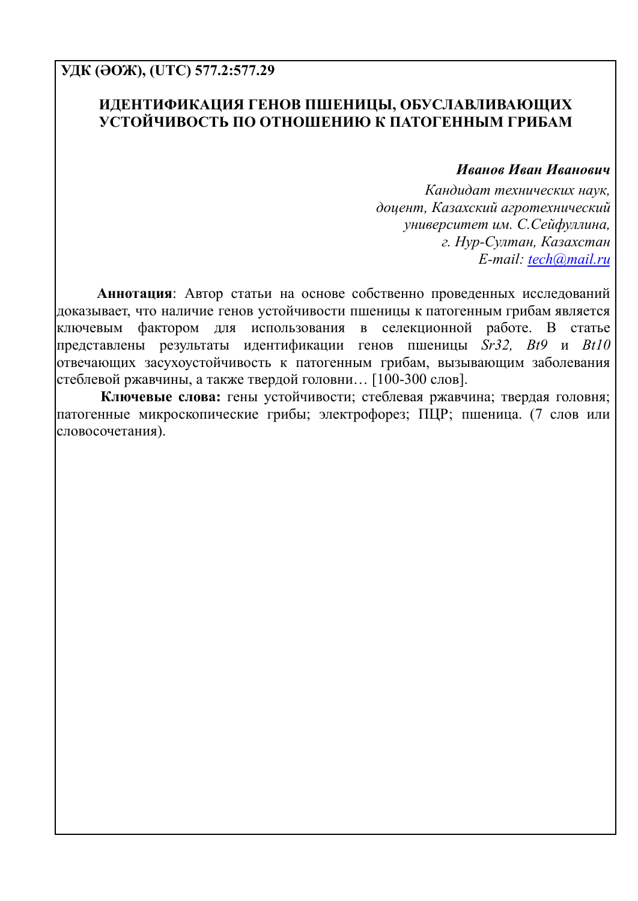**УДК (ӘОЖ), (UTC) 577.2:577.29**

## ИДЕНТИФИКАЦИЯ ГЕНОВ ПШЕНИЦЫ, ОБУСЛАВЛИВАЮЩИХ УСТОЙЧИВОСТЬ ПО ОТНОШЕНИЮ К ПАТОГЕННЫМ ГРИБАМ

***Иванов Иван Иванович***

*Кандидат технических наук,*
*доцент, Казахский агротехнический*
*университет им. С.Сейфуллина,*
*г. Нур-Султан, Казахстан*
*E-mail: tech@mail.ru*

**Аннотация**: Автор статьи на основе собственно проведенных исследований доказывает, что наличие генов устойчивости пшеницы к патогенным грибам является ключевым фактором для использования в селекционной работе. В статье представлены результаты идентификации генов пшеницы *Sr32, Bt9* и *Bt10* отвечающих засухоустойчивость к патогенным грибам, вызывающим заболевания стеблевой ржавчины, а также твердой головни… [100-300 слов].

**Ключевые слова:** гены устойчивости; стеблевая ржавчина; твердая головня; патогенные микроскопические грибы; электрофорез; ПЦР; пшеница. (7 слов или словосочетания).